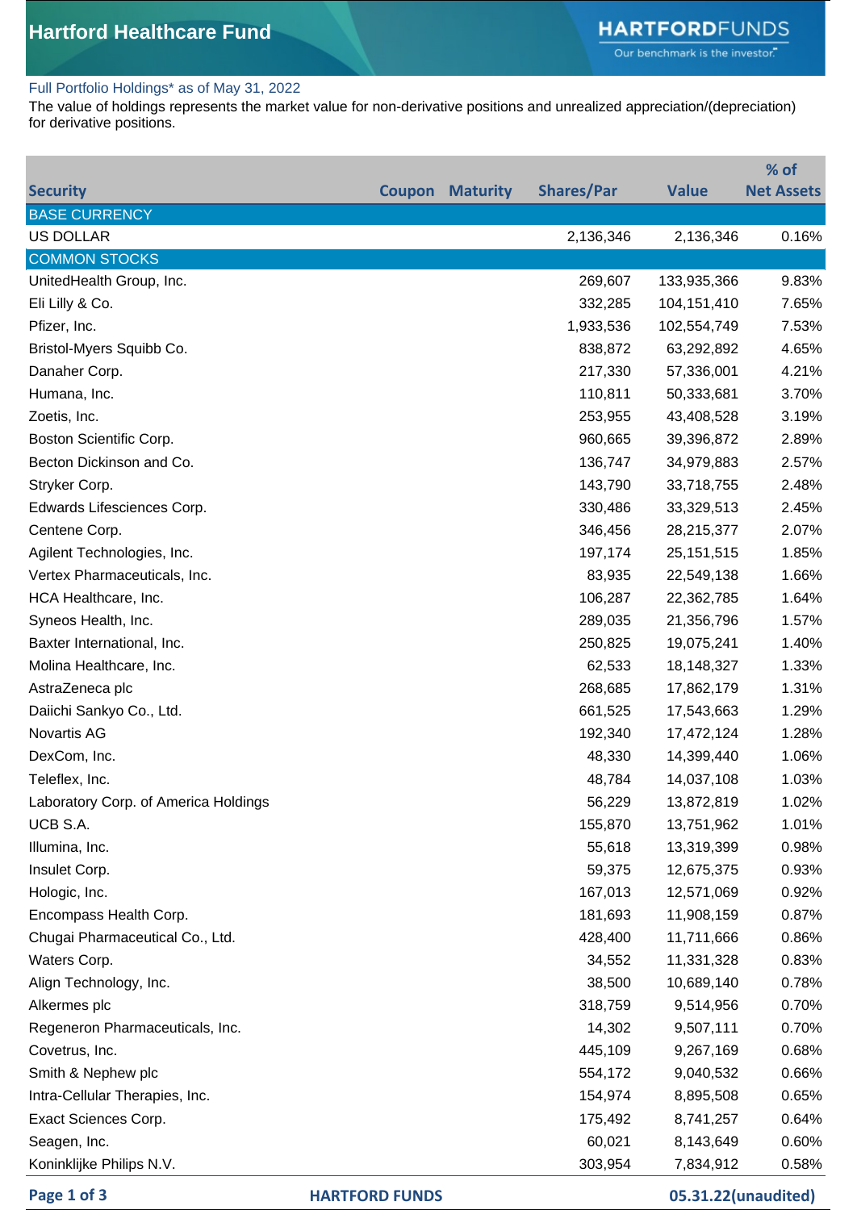# Hartford Healthcare Fund

Full Portfolio Holdings* as of May 31, 2022

The value of holdings represents the market value for non-derivative positions and unrealized appreciation/(depreciation) for derivative positions.

| Security | Coupon | Maturity | Shares/Par | Value | % of Net Assets |
|---|---|---|---|---|---|
| BASE CURRENCY | | | | | |
| US DOLLAR | | | 2,136,346 | 2,136,346 | 0.16% |
| COMMON STOCKS | | | | | |
| UnitedHealth Group, Inc. | | | 269,607 | 133,935,366 | 9.83% |
| Eli Lilly & Co. | | | 332,285 | 104,151,410 | 7.65% |
| Pfizer, Inc. | | | 1,933,536 | 102,554,749 | 7.53% |
| Bristol-Myers Squibb Co. | | | 838,872 | 63,292,892 | 4.65% |
| Danaher Corp. | | | 217,330 | 57,336,001 | 4.21% |
| Humana, Inc. | | | 110,811 | 50,333,681 | 3.70% |
| Zoetis, Inc. | | | 253,955 | 43,408,528 | 3.19% |
| Boston Scientific Corp. | | | 960,665 | 39,396,872 | 2.89% |
| Becton Dickinson and Co. | | | 136,747 | 34,979,883 | 2.57% |
| Stryker Corp. | | | 143,790 | 33,718,755 | 2.48% |
| Edwards Lifesciences Corp. | | | 330,486 | 33,329,513 | 2.45% |
| Centene Corp. | | | 346,456 | 28,215,377 | 2.07% |
| Agilent Technologies, Inc. | | | 197,174 | 25,151,515 | 1.85% |
| Vertex Pharmaceuticals, Inc. | | | 83,935 | 22,549,138 | 1.66% |
| HCA Healthcare, Inc. | | | 106,287 | 22,362,785 | 1.64% |
| Syneos Health, Inc. | | | 289,035 | 21,356,796 | 1.57% |
| Baxter International, Inc. | | | 250,825 | 19,075,241 | 1.40% |
| Molina Healthcare, Inc. | | | 62,533 | 18,148,327 | 1.33% |
| AstraZeneca plc | | | 268,685 | 17,862,179 | 1.31% |
| Daiichi Sankyo Co., Ltd. | | | 661,525 | 17,543,663 | 1.29% |
| Novartis AG | | | 192,340 | 17,472,124 | 1.28% |
| DexCom, Inc. | | | 48,330 | 14,399,440 | 1.06% |
| Teleflex, Inc. | | | 48,784 | 14,037,108 | 1.03% |
| Laboratory Corp. of America Holdings | | | 56,229 | 13,872,819 | 1.02% |
| UCB S.A. | | | 155,870 | 13,751,962 | 1.01% |
| Illumina, Inc. | | | 55,618 | 13,319,399 | 0.98% |
| Insulet Corp. | | | 59,375 | 12,675,375 | 0.93% |
| Hologic, Inc. | | | 167,013 | 12,571,069 | 0.92% |
| Encompass Health Corp. | | | 181,693 | 11,908,159 | 0.87% |
| Chugai Pharmaceutical Co., Ltd. | | | 428,400 | 11,711,666 | 0.86% |
| Waters Corp. | | | 34,552 | 11,331,328 | 0.83% |
| Align Technology, Inc. | | | 38,500 | 10,689,140 | 0.78% |
| Alkermes plc | | | 318,759 | 9,514,956 | 0.70% |
| Regeneron Pharmaceuticals, Inc. | | | 14,302 | 9,507,111 | 0.70% |
| Covetrus, Inc. | | | 445,109 | 9,267,169 | 0.68% |
| Smith & Nephew plc | | | 554,172 | 9,040,532 | 0.66% |
| Intra-Cellular Therapies, Inc. | | | 154,974 | 8,895,508 | 0.65% |
| Exact Sciences Corp. | | | 175,492 | 8,741,257 | 0.64% |
| Seagen, Inc. | | | 60,021 | 8,143,649 | 0.60% |
| Koninklijke Philips N.V. | | | 303,954 | 7,834,912 | 0.58% |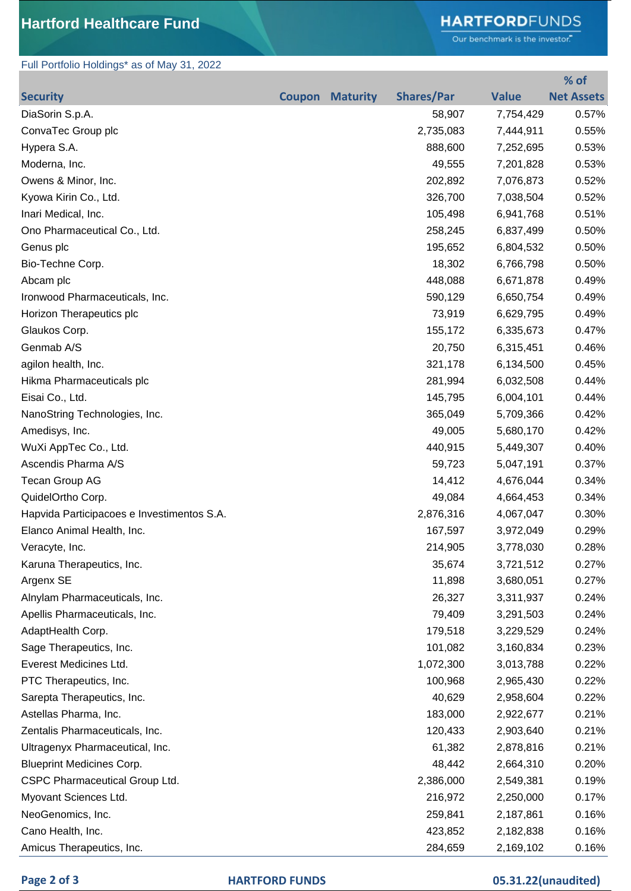# Hartford Healthcare Fund

Full Portfolio Holdings* as of May 31, 2022

| Security | Coupon | Maturity | Shares/Par | Value | % of Net Assets |
|---|---|---|---|---|---|
| DiaSorin S.p.A. | | | 58,907 | 7,754,429 | 0.57% |
| ConvaTec Group plc | | | 2,735,083 | 7,444,911 | 0.55% |
| Hypera S.A. | | | 888,600 | 7,252,695 | 0.53% |
| Moderna, Inc. | | | 49,555 | 7,201,828 | 0.53% |
| Owens & Minor, Inc. | | | 202,892 | 7,076,873 | 0.52% |
| Kyowa Kirin Co., Ltd. | | | 326,700 | 7,038,504 | 0.52% |
| Inari Medical, Inc. | | | 105,498 | 6,941,768 | 0.51% |
| Ono Pharmaceutical Co., Ltd. | | | 258,245 | 6,837,499 | 0.50% |
| Genus plc | | | 195,652 | 6,804,532 | 0.50% |
| Bio-Techne Corp. | | | 18,302 | 6,766,798 | 0.50% |
| Abcam plc | | | 448,088 | 6,671,878 | 0.49% |
| Ironwood Pharmaceuticals, Inc. | | | 590,129 | 6,650,754 | 0.49% |
| Horizon Therapeutics plc | | | 73,919 | 6,629,795 | 0.49% |
| Glaukos Corp. | | | 155,172 | 6,335,673 | 0.47% |
| Genmab A/S | | | 20,750 | 6,315,451 | 0.46% |
| agilon health, Inc. | | | 321,178 | 6,134,500 | 0.45% |
| Hikma Pharmaceuticals plc | | | 281,994 | 6,032,508 | 0.44% |
| Eisai Co., Ltd. | | | 145,795 | 6,004,101 | 0.44% |
| NanoString Technologies, Inc. | | | 365,049 | 5,709,366 | 0.42% |
| Amedisys, Inc. | | | 49,005 | 5,680,170 | 0.42% |
| WuXi AppTec Co., Ltd. | | | 440,915 | 5,449,307 | 0.40% |
| Ascendis Pharma A/S | | | 59,723 | 5,047,191 | 0.37% |
| Tecan Group AG | | | 14,412 | 4,676,044 | 0.34% |
| QuidelOrtho Corp. | | | 49,084 | 4,664,453 | 0.34% |
| Hapvida Participacoes e Investimentos S.A. | | | 2,876,316 | 4,067,047 | 0.30% |
| Elanco Animal Health, Inc. | | | 167,597 | 3,972,049 | 0.29% |
| Veracyte, Inc. | | | 214,905 | 3,778,030 | 0.28% |
| Karuna Therapeutics, Inc. | | | 35,674 | 3,721,512 | 0.27% |
| Argenx SE | | | 11,898 | 3,680,051 | 0.27% |
| Alnylam Pharmaceuticals, Inc. | | | 26,327 | 3,311,937 | 0.24% |
| Apellis Pharmaceuticals, Inc. | | | 79,409 | 3,291,503 | 0.24% |
| AdaptHealth Corp. | | | 179,518 | 3,229,529 | 0.24% |
| Sage Therapeutics, Inc. | | | 101,082 | 3,160,834 | 0.23% |
| Everest Medicines Ltd. | | | 1,072,300 | 3,013,788 | 0.22% |
| PTC Therapeutics, Inc. | | | 100,968 | 2,965,430 | 0.22% |
| Sarepta Therapeutics, Inc. | | | 40,629 | 2,958,604 | 0.22% |
| Astellas Pharma, Inc. | | | 183,000 | 2,922,677 | 0.21% |
| Zentalis Pharmaceuticals, Inc. | | | 120,433 | 2,903,640 | 0.21% |
| Ultragenyx Pharmaceutical, Inc. | | | 61,382 | 2,878,816 | 0.21% |
| Blueprint Medicines Corp. | | | 48,442 | 2,664,310 | 0.20% |
| CSPC Pharmaceutical Group Ltd. | | | 2,386,000 | 2,549,381 | 0.19% |
| Myovant Sciences Ltd. | | | 216,972 | 2,250,000 | 0.17% |
| NeoGenomics, Inc. | | | 259,841 | 2,187,861 | 0.16% |
| Cano Health, Inc. | | | 423,852 | 2,182,838 | 0.16% |
| Amicus Therapeutics, Inc. | | | 284,659 | 2,169,102 | 0.16% |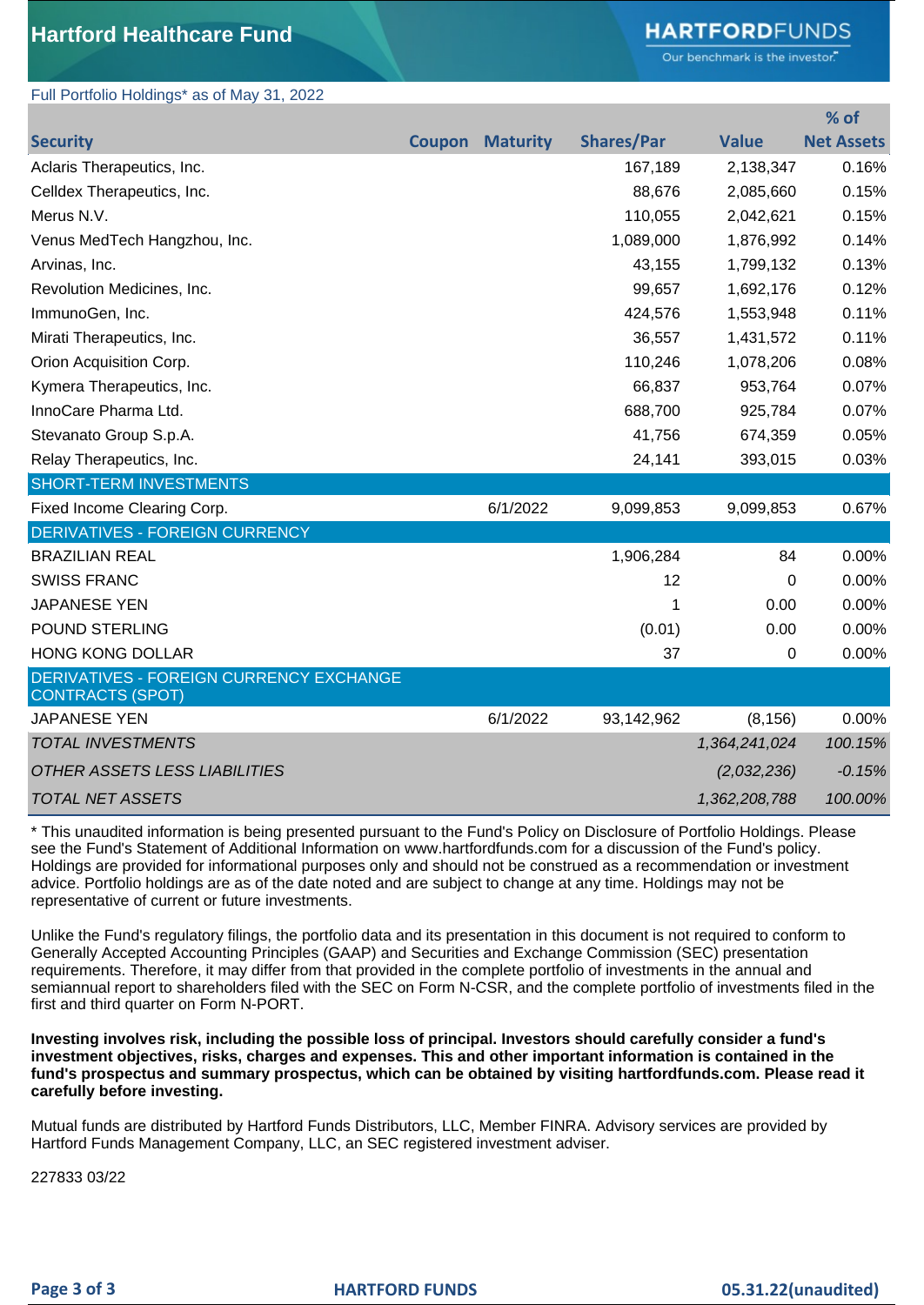# Hartford Healthcare Fund

Full Portfolio Holdings* as of May 31, 2022

| Security | Coupon | Maturity | Shares/Par | Value | % of Net Assets |
|---|---|---|---|---|---|
| Aclaris Therapeutics, Inc. | | | 167,189 | 2,138,347 | 0.16% |
| Celldex Therapeutics, Inc. | | | 88,676 | 2,085,660 | 0.15% |
| Merus N.V. | | | 110,055 | 2,042,621 | 0.15% |
| Venus MedTech Hangzhou, Inc. | | | 1,089,000 | 1,876,992 | 0.14% |
| Arvinas, Inc. | | | 43,155 | 1,799,132 | 0.13% |
| Revolution Medicines, Inc. | | | 99,657 | 1,692,176 | 0.12% |
| ImmunoGen, Inc. | | | 424,576 | 1,553,948 | 0.11% |
| Mirati Therapeutics, Inc. | | | 36,557 | 1,431,572 | 0.11% |
| Orion Acquisition Corp. | | | 110,246 | 1,078,206 | 0.08% |
| Kymera Therapeutics, Inc. | | | 66,837 | 953,764 | 0.07% |
| InnoCare Pharma Ltd. | | | 688,700 | 925,784 | 0.07% |
| Stevanato Group S.p.A. | | | 41,756 | 674,359 | 0.05% |
| Relay Therapeutics, Inc. | | | 24,141 | 393,015 | 0.03% |
| SHORT-TERM INVESTMENTS | | | | | |
| Fixed Income Clearing Corp. | | 6/1/2022 | 9,099,853 | 9,099,853 | 0.67% |
| DERIVATIVES - FOREIGN CURRENCY | | | | | |
| BRAZILIAN REAL | | | 1,906,284 | 84 | 0.00% |
| SWISS FRANC | | | 12 | 0 | 0.00% |
| JAPANESE YEN | | | 1 | 0.00 | 0.00% |
| POUND STERLING | | | (0.01) | 0.00 | 0.00% |
| HONG KONG DOLLAR | | | 37 | 0 | 0.00% |
| DERIVATIVES - FOREIGN CURRENCY EXCHANGE CONTRACTS (SPOT) | | | | | |
| JAPANESE YEN | | 6/1/2022 | 93,142,962 | (8,156) | 0.00% |
| *TOTAL INVESTMENTS* | | | | *1,364,241,024* | *100.15%* |
| *OTHER ASSETS LESS LIABILITIES* | | | | *(2,032,236)* | *-0.15%* |
| *TOTAL NET ASSETS* | | | | *1,362,208,788* | *100.00%* |

* This unaudited information is being presented pursuant to the Fund's Policy on Disclosure of Portfolio Holdings. Please see the Fund's Statement of Additional Information on www.hartfordfunds.com for a discussion of the Fund's policy. Holdings are provided for informational purposes only and should not be construed as a recommendation or investment advice. Portfolio holdings are as of the date noted and are subject to change at any time. Holdings may not be representative of current or future investments.

Unlike the Fund's regulatory filings, the portfolio data and its presentation in this document is not required to conform to Generally Accepted Accounting Principles (GAAP) and Securities and Exchange Commission (SEC) presentation requirements. Therefore, it may differ from that provided in the complete portfolio of investments in the annual and semiannual report to shareholders filed with the SEC on Form N-CSR, and the complete portfolio of investments filed in the first and third quarter on Form N-PORT.

**Investing involves risk, including the possible loss of principal. Investors should carefully consider a fund's investment objectives, risks, charges and expenses. This and other important information is contained in the fund's prospectus and summary prospectus, which can be obtained by visiting hartfordfunds.com. Please read it carefully before investing.**

Mutual funds are distributed by Hartford Funds Distributors, LLC, Member FINRA. Advisory services are provided by Hartford Funds Management Company, LLC, an SEC registered investment adviser.

227833 03/22